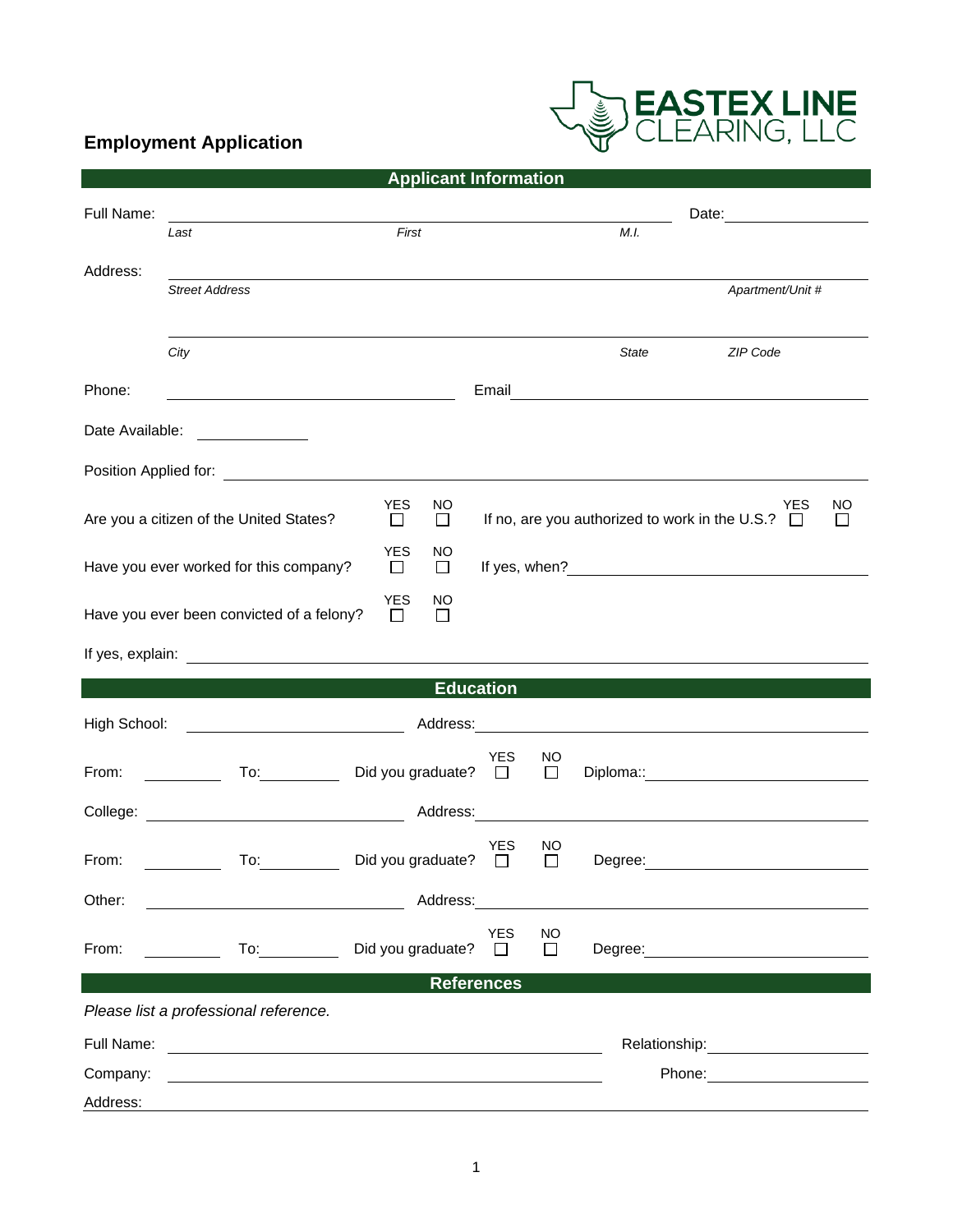EASTEX LINE CLEARING, LLC

# Employment Application

## Applicant Information

Full Name: ______________________________________________ Date: ______________

*Last* *First* *M.I.*

Address: ______________________________________________

*Street Address* *Apartment/Unit #*

______________________________________________

*City* *State* *ZIP Code*

Phone: ______________________ Email ______________________

Date Available: ______________

Position Applied for: ______________________________________________

Are you a citizen of the United States? YES ☐ NO ☐ If no, are you authorized to work in the U.S.? YES ☐ NO ☐

Have you ever worked for this company? YES ☐ NO ☐ If yes, when? ______________________

Have you ever been convicted of a felony? YES ☐ NO ☐

If yes, explain: ______________________________________________

## Education

High School: ______________________ Address: ______________________

From: __________ To: __________ Did you graduate? YES ☐ NO ☐ Diploma:: ______________________

College: ______________________ Address: ______________________

From: __________ To: __________ Did you graduate? YES ☐ NO ☐ Degree: ______________________

Other: ______________________ Address: ______________________

From: __________ To: __________ Did you graduate? YES ☐ NO ☐ Degree: ______________________

## References

*Please list a professional reference.*

Full Name: ______________________________________________ Relationship: ______________

Company: ______________________________________________ Phone: ______________

Address: ______________________________________________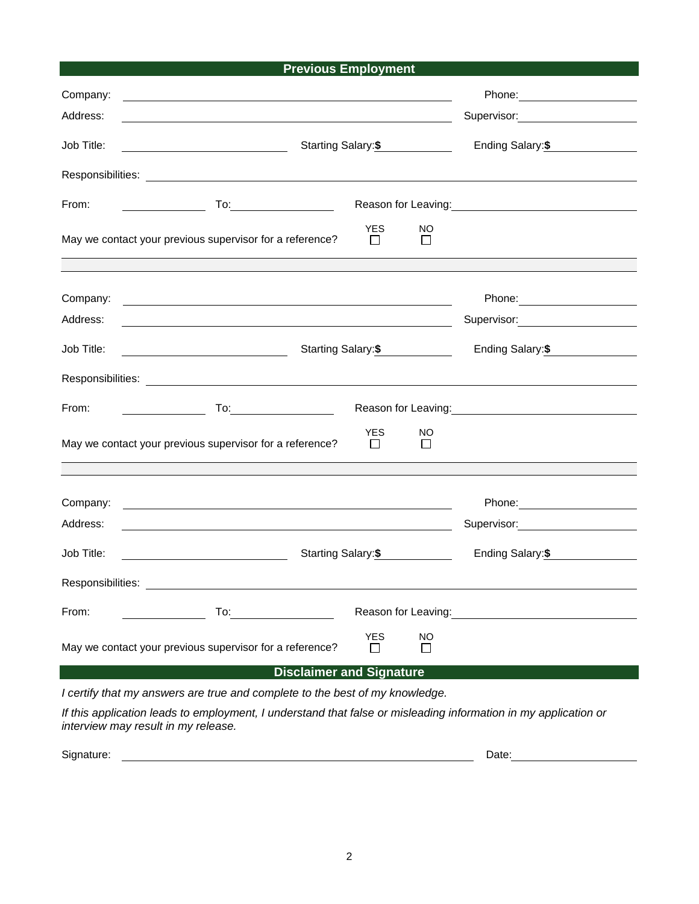## Previous Employment

Company: ______________________________ Phone: ______________

Address: ______________________________ Supervisor: ______________

Job Title: ______________ Starting Salary: $ ________ Ending Salary: $ ________

Responsibilities: ______________________________________________

From: ________ To: ________ Reason for Leaving: ______________

May we contact your previous supervisor for a reference? YES ☐ NO ☐

---

Company: ______________________________ Phone: ______________

Address: ______________________________ Supervisor: ______________

Job Title: ______________ Starting Salary: $ ________ Ending Salary: $ ________

Responsibilities: ______________________________________________

From: ________ To: ________ Reason for Leaving: ______________

May we contact your previous supervisor for a reference? YES ☐ NO ☐

---

Company: ______________________________ Phone: ______________

Address: ______________________________ Supervisor: ______________

Job Title: ______________ Starting Salary: $ ________ Ending Salary: $ ________

Responsibilities: ______________________________________________

From: ________ To: ________ Reason for Leaving: ______________

May we contact your previous supervisor for a reference? YES ☐ NO ☐

## Disclaimer and Signature

*I certify that my answers are true and complete to the best of my knowledge.*

*If this application leads to employment, I understand that false or misleading information in my application or interview may result in my release.*

Signature: ______________________________ Date: ______________